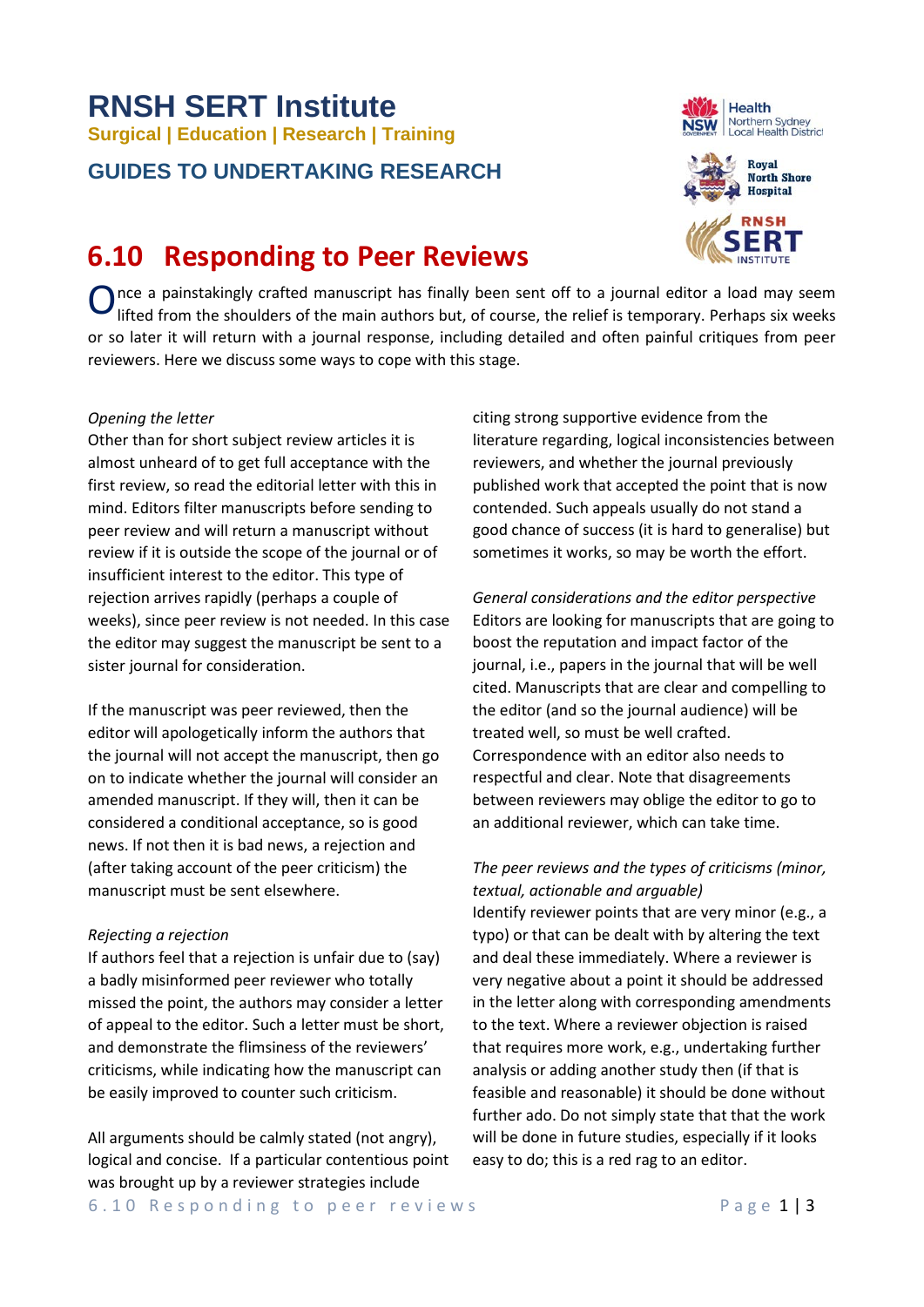# RNSH SERT Institute

**Surgical | Education | Research | Training**

## GUIDES TO UNDERTAKING RESEARCH

# 6.10 Responding to Peer Reviews

Once a painstakingly crafted manuscript has finally been sent off to a journal editor a load may seem lifted from the shoulders of the main authors but, of course, the relief is temporary. Perhaps six weeks or so later it will return with a journal response, including detailed and often painful critiques from peer reviewers. Here we discuss some ways to cope with this stage.

*Opening the letter*

Other than for short subject review articles it is almost unheard of to get full acceptance with the first review, so read the editorial letter with this in mind. Editors filter manuscripts before sending to peer review and will return a manuscript without review if it is outside the scope of the journal or of insufficient interest to the editor. This type of rejection arrives rapidly (perhaps a couple of weeks), since peer review is not needed. In this case the editor may suggest the manuscript be sent to a sister journal for consideration.

If the manuscript was peer reviewed, then the editor will apologetically inform the authors that the journal will not accept the manuscript, then go on to indicate whether the journal will consider an amended manuscript. If they will, then it can be considered a conditional acceptance, so is good news. If not then it is bad news, a rejection and (after taking account of the peer criticism) the manuscript must be sent elsewhere.

*Rejecting a rejection*

If authors feel that a rejection is unfair due to (say) a badly misinformed peer reviewer who totally missed the point, the authors may consider a letter of appeal to the editor. Such a letter must be short, and demonstrate the flimsiness of the reviewers' criticisms, while indicating how the manuscript can be easily improved to counter such criticism.

All arguments should be calmly stated (not angry), logical and concise. If a particular contentious point was brought up by a reviewer strategies include citing strong supportive evidence from the literature regarding, logical inconsistencies between reviewers, and whether the journal previously published work that accepted the point that is now contended. Such appeals usually do not stand a good chance of success (it is hard to generalise) but sometimes it works, so may be worth the effort.

*General considerations and the editor perspective*

Editors are looking for manuscripts that are going to boost the reputation and impact factor of the journal, i.e., papers in the journal that will be well cited. Manuscripts that are clear and compelling to the editor (and so the journal audience) will be treated well, so must be well crafted. Correspondence with an editor also needs to respectful and clear. Note that disagreements between reviewers may oblige the editor to go to an additional reviewer, which can take time.

*The peer reviews and the types of criticisms (minor, textual, actionable and arguable)*

Identify reviewer points that are very minor (e.g., a typo) or that can be dealt with by altering the text and deal these immediately. Where a reviewer is very negative about a point it should be addressed in the letter along with corresponding amendments to the text. Where a reviewer objection is raised that requires more work, e.g., undertaking further analysis or adding another study then (if that is feasible and reasonable) it should be done without further ado. Do not simply state that that the work will be done in future studies, especially if it looks easy to do; this is a red rag to an editor.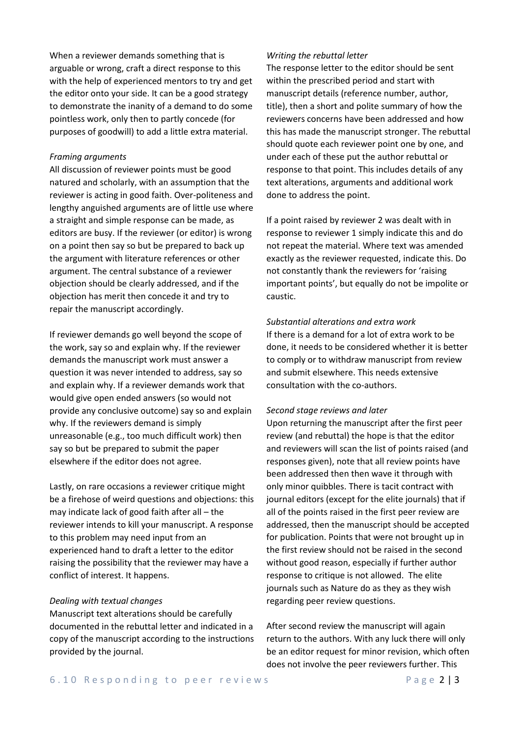When a reviewer demands something that is arguable or wrong, craft a direct response to this with the help of experienced mentors to try and get the editor onto your side. It can be a good strategy to demonstrate the inanity of a demand to do some pointless work, only then to partly concede (for purposes of goodwill) to add a little extra material.

*Framing arguments*

All discussion of reviewer points must be good natured and scholarly, with an assumption that the reviewer is acting in good faith. Over-politeness and lengthy anguished arguments are of little use where a straight and simple response can be made, as editors are busy. If the reviewer (or editor) is wrong on a point then say so but be prepared to back up the argument with literature references or other argument. The central substance of a reviewer objection should be clearly addressed, and if the objection has merit then concede it and try to repair the manuscript accordingly.

If reviewer demands go well beyond the scope of the work, say so and explain why. If the reviewer demands the manuscript work must answer a question it was never intended to address, say so and explain why. If a reviewer demands work that would give open ended answers (so would not provide any conclusive outcome) say so and explain why. If the reviewers demand is simply unreasonable (e.g., too much difficult work) then say so but be prepared to submit the paper elsewhere if the editor does not agree.

Lastly, on rare occasions a reviewer critique might be a firehose of weird questions and objections: this may indicate lack of good faith after all – the reviewer intends to kill your manuscript. A response to this problem may need input from an experienced hand to draft a letter to the editor raising the possibility that the reviewer may have a conflict of interest. It happens.

*Dealing with textual changes*

Manuscript text alterations should be carefully documented in the rebuttal letter and indicated in a copy of the manuscript according to the instructions provided by the journal.

*Writing the rebuttal letter*

The response letter to the editor should be sent within the prescribed period and start with manuscript details (reference number, author, title), then a short and polite summary of how the reviewers concerns have been addressed and how this has made the manuscript stronger. The rebuttal should quote each reviewer point one by one, and under each of these put the author rebuttal or response to that point. This includes details of any text alterations, arguments and additional work done to address the point.

If a point raised by reviewer 2 was dealt with in response to reviewer 1 simply indicate this and do not repeat the material. Where text was amended exactly as the reviewer requested, indicate this. Do not constantly thank the reviewers for 'raising important points', but equally do not be impolite or caustic.

*Substantial alterations and extra work*

If there is a demand for a lot of extra work to be done, it needs to be considered whether it is better to comply or to withdraw manuscript from review and submit elsewhere. This needs extensive consultation with the co-authors.

*Second stage reviews and later*

Upon returning the manuscript after the first peer review (and rebuttal) the hope is that the editor and reviewers will scan the list of points raised (and responses given), note that all review points have been addressed then then wave it through with only minor quibbles. There is tacit contract with journal editors (except for the elite journals) that if all of the points raised in the first peer review are addressed, then the manuscript should be accepted for publication. Points that were not brought up in the first review should not be raised in the second without good reason, especially if further author response to critique is not allowed. The elite journals such as Nature do as they as they wish regarding peer review questions.

After second review the manuscript will again return to the authors. With any luck there will only be an editor request for minor revision, which often does not involve the peer reviewers further. This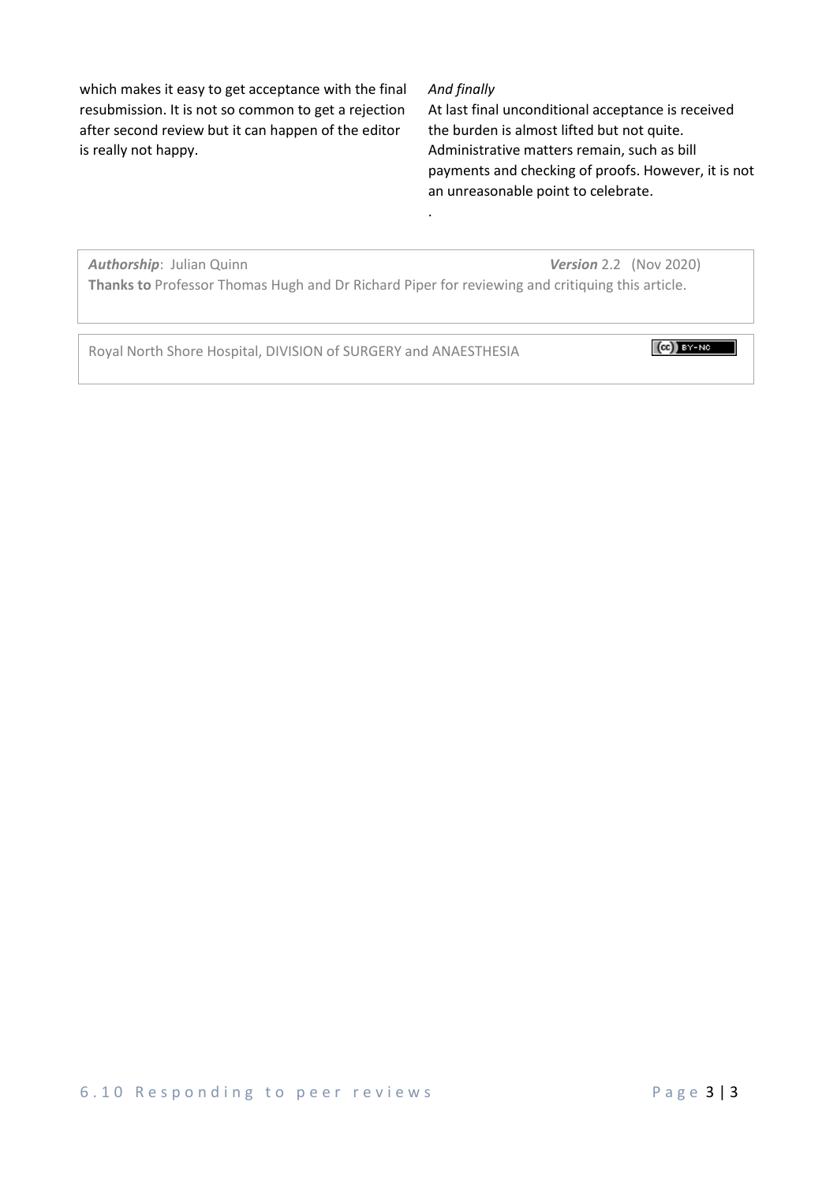which makes it easy to get acceptance with the final resubmission. It is not so common to get a rejection after second review but it can happen of the editor is really not happy.

*And finally*

At last final unconditional acceptance is received the burden is almost lifted but not quite. Administrative matters remain, such as bill payments and checking of proofs. However, it is not an unreasonable point to celebrate.

.

***Authorship***: Julian Quinn ***Version*** 2.2 (Nov 2020)

**Thanks to** Professor Thomas Hugh and Dr Richard Piper for reviewing and critiquing this article.

Royal North Shore Hospital, DIVISION of SURGERY and ANAESTHESIA

(cc) BY-NC